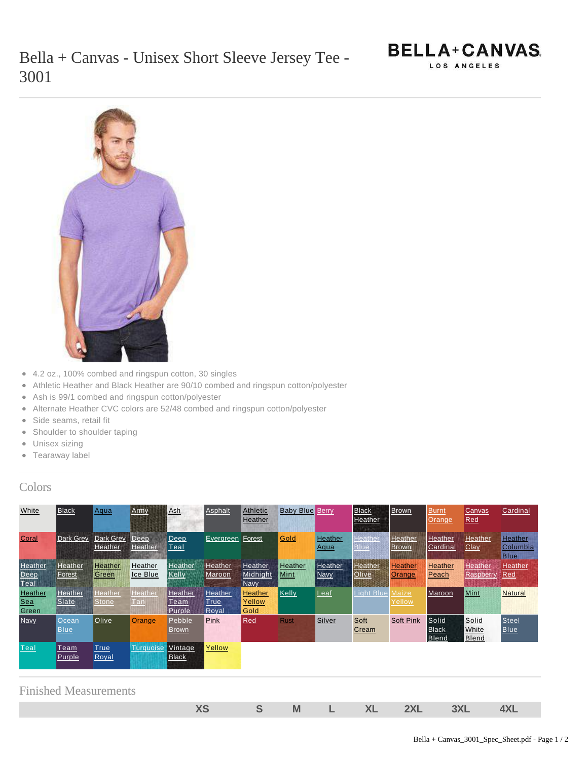# Bella + Canvas - Unisex Short Sleeve Jersey Tee - 3001

BELLA+CANVAS
LOS ANGELES

- 4.2 oz., 100% combed and ringspun cotton, 30 singles
- Athletic Heather and Black Heather are 90/10 combed and ringspun cotton/polyester
- Ash is 99/1 combed and ringspun cotton/polyester
- Alternate Heather CVC colors are 52/48 combed and ringspun cotton/polyester
- Side seams, retail fit
- Shoulder to shoulder taping
- Unisex sizing
- Tearaway label

## Colors

| | | | | | | | | | | | | | |
|---|---|---|---|---|---|---|---|---|---|---|---|---|---|
| White | Black | Aqua | Army | Ash | Asphalt | Athletic Heather | Baby Blue | Berry | Black Heather | Brown | Burnt Orange | Canvas Red | Cardinal |
| Coral | Dark Grey | Dark Grey Heather | Deep Heather | Deep Teal | Evergreen | Forest | Gold | Heather Aqua | Heather Blue | Heather Brown | Heather Cardinal | Heather Clay | Heather Columbia Blue |
| Heather Deep Teal | Heather Forest | Heather Green | Heather Ice Blue | Heather Kelly | Heather Maroon | Heather Midnight Navy | Heather Mint | Heather Navy | Heather Olive | Heather Orange | Heather Peach | Heather Raspberry | Heather Red |
| Heather Sea Green | Heather Slate | Heather Stone | Heather Tan | Heather Team Purple | Heather True Royal | Heather Yellow Gold | Kelly | Leaf | Light Blue | Maize Yellow | Maroon | Mint | Natural |
| Navy | Ocean Blue | Olive | Orange | Pebble Brown | Pink | Red | Rust | Silver | Soft Cream | Soft Pink | Solid Black Blend | Solid White Blend | Steel Blue |
| Teal | Team Purple | True Royal | Turquoise | Vintage Black | Yellow | | | | | | | | |

## Finished Measurements

| | XS | S | M | L | XL | 2XL | 3XL | 4XL |
|---|---|---|---|---|---|---|---|---|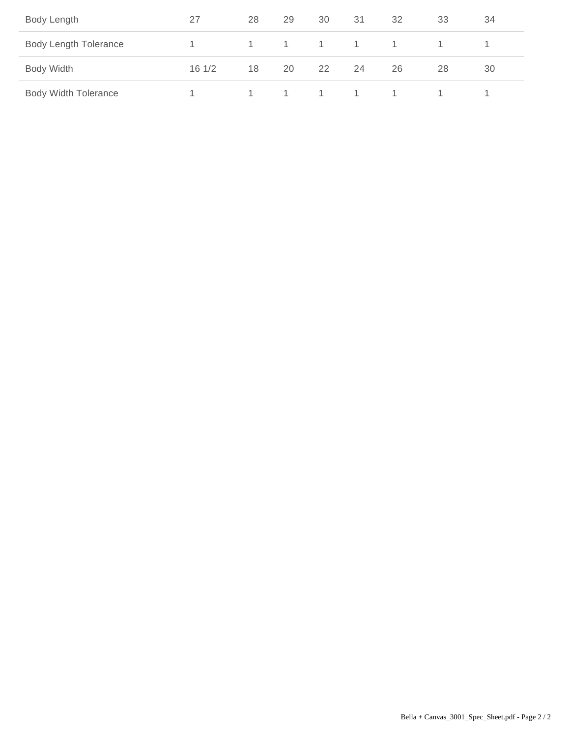| | | | | | | | | |
|---|---|---|---|---|---|---|---|---|
| Body Length | 27 | 28 | 29 | 30 | 31 | 32 | 33 | 34 |
| Body Length Tolerance | 1 | 1 | 1 | 1 | 1 | 1 | 1 | 1 |
| Body Width | 16 1/2 | 18 | 20 | 22 | 24 | 26 | 28 | 30 |
| Body Width Tolerance | 1 | 1 | 1 | 1 | 1 | 1 | 1 | 1 |